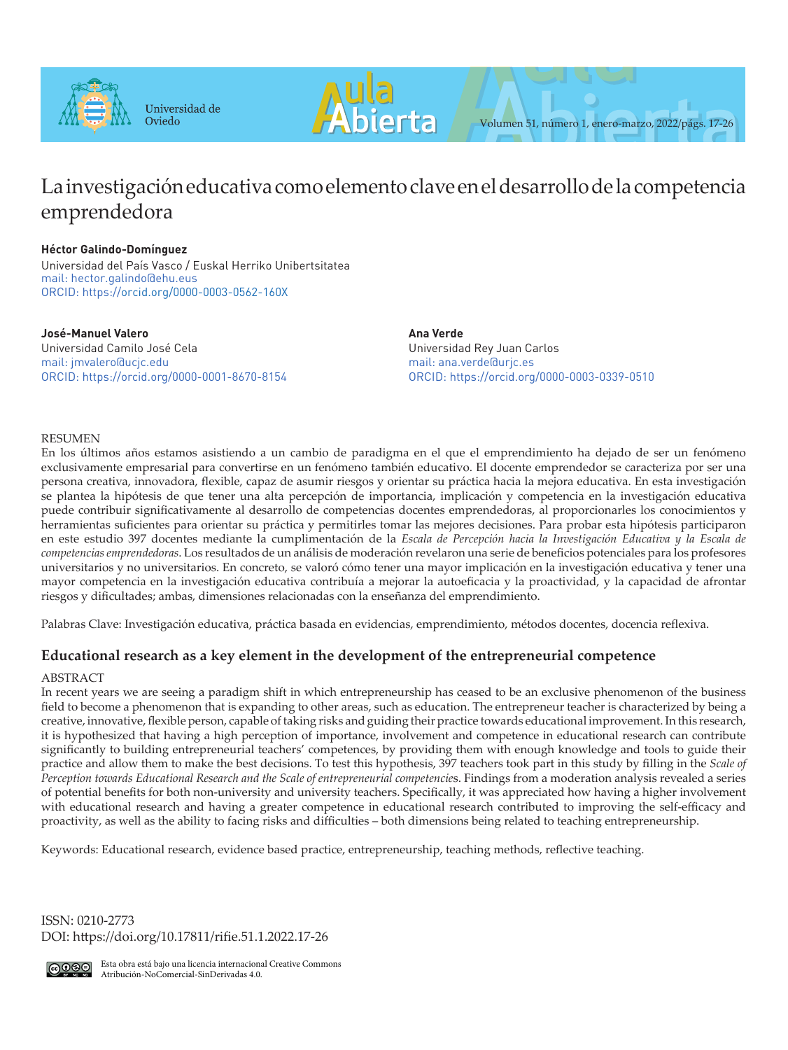# La investigación educativa como elemento clave en el desarrollo de la competencia emprendedora

**Héctor Galindo-Domínguez**
Universidad del País Vasco / Euskal Herriko Unibertsitatea
mail: hector.galindo@ehu.eus
ORCID: https://orcid.org/0000-0003-0562-160X

**José-Manuel Valero**
Universidad Camilo José Cela
mail: jmvalero@ucjc.edu
ORCID: https://orcid.org/0000-0001-8670-8154

**Ana Verde**
Universidad Rey Juan Carlos
mail: ana.verde@urjc.es
ORCID: https://orcid.org/0000-0003-0339-0510

RESUMEN

En los últimos años estamos asistiendo a un cambio de paradigma en el que el emprendimiento ha dejado de ser un fenómeno exclusivamente empresarial para convertirse en un fenómeno también educativo. El docente emprendedor se caracteriza por ser una persona creativa, innovadora, flexible, capaz de asumir riesgos y orientar su práctica hacia la mejora educativa. En esta investigación se plantea la hipótesis de que tener una alta percepción de importancia, implicación y competencia en la investigación educativa puede contribuir significativamente al desarrollo de competencias docentes emprendedoras, al proporcionarles los conocimientos y herramientas suficientes para orientar su práctica y permitirles tomar las mejores decisiones. Para probar esta hipótesis participaron en este estudio 397 docentes mediante la cumplimentación de la *Escala de Percepción hacia la Investigación Educativa y la Escala de competencias emprendedoras*. Los resultados de un análisis de moderación revelaron una serie de beneficios potenciales para los profesores universitarios y no universitarios. En concreto, se valoró cómo tener una mayor implicación en la investigación educativa y tener una mayor competencia en la investigación educativa contribuía a mejorar la autoeficacia y la proactividad, y la capacidad de afrontar riesgos y dificultades; ambas, dimensiones relacionadas con la enseñanza del emprendimiento.

Palabras Clave: Investigación educativa, práctica basada en evidencias, emprendimiento, métodos docentes, docencia reflexiva.

## Educational research as a key element in the development of the entrepreneurial competence

ABSTRACT

In recent years we are seeing a paradigm shift in which entrepreneurship has ceased to be an exclusive phenomenon of the business field to become a phenomenon that is expanding to other areas, such as education. The entrepreneur teacher is characterized by being a creative, innovative, flexible person, capable of taking risks and guiding their practice towards educational improvement. In this research, it is hypothesized that having a high perception of importance, involvement and competence in educational research can contribute significantly to building entrepreneurial teachers' competences, by providing them with enough knowledge and tools to guide their practice and allow them to make the best decisions. To test this hypothesis, 397 teachers took part in this study by filling in the *Scale of Perception towards Educational Research and the Scale of entrepreneurial competencie*s. Findings from a moderation analysis revealed a series of potential benefits for both non-university and university teachers. Specifically, it was appreciated how having a higher involvement with educational research and having a greater competence in educational research contributed to improving the self-efficacy and proactivity, as well as the ability to facing risks and difficulties – both dimensions being related to teaching entrepreneurship.

Keywords: Educational research, evidence based practice, entrepreneurship, teaching methods, reflective teaching.

ISSN: 0210-2773
DOI: https://doi.org/10.17811/rifie.51.1.2022.17-26

Esta obra está bajo una licencia internacional Creative Commons Atribución-NoComercial-SinDerivadas 4.0.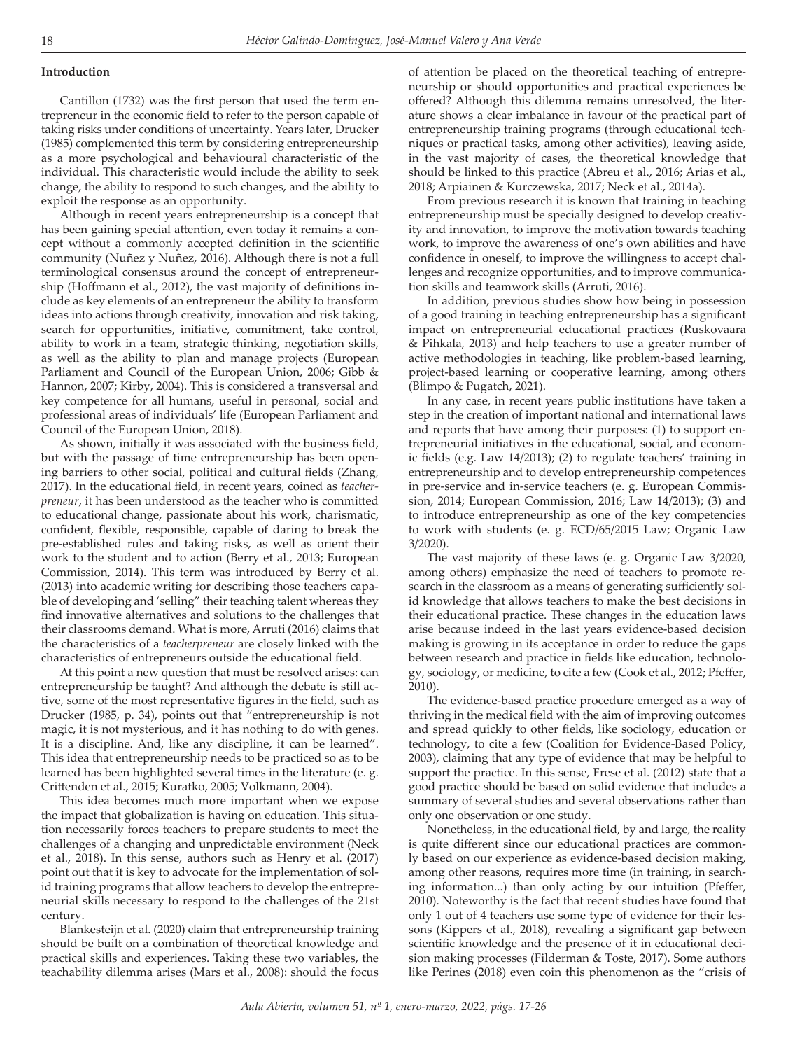## Introduction

Cantillon (1732) was the first person that used the term entrepreneur in the economic field to refer to the person capable of taking risks under conditions of uncertainty. Years later, Drucker (1985) complemented this term by considering entrepreneurship as a more psychological and behavioural characteristic of the individual. This characteristic would include the ability to seek change, the ability to respond to such changes, and the ability to exploit the response as an opportunity.

Although in recent years entrepreneurship is a concept that has been gaining special attention, even today it remains a concept without a commonly accepted definition in the scientific community (Nuñez y Nuñez, 2016). Although there is not a full terminological consensus around the concept of entrepreneurship (Hoffmann et al., 2012), the vast majority of definitions include as key elements of an entrepreneur the ability to transform ideas into actions through creativity, innovation and risk taking, search for opportunities, initiative, commitment, take control, ability to work in a team, strategic thinking, negotiation skills, as well as the ability to plan and manage projects (European Parliament and Council of the European Union, 2006; Gibb & Hannon, 2007; Kirby, 2004). This is considered a transversal and key competence for all humans, useful in personal, social and professional areas of individuals' life (European Parliament and Council of the European Union, 2018).

As shown, initially it was associated with the business field, but with the passage of time entrepreneurship has been opening barriers to other social, political and cultural fields (Zhang, 2017). In the educational field, in recent years, coined as *teacherpreneur*, it has been understood as the teacher who is committed to educational change, passionate about his work, charismatic, confident, flexible, responsible, capable of daring to break the pre-established rules and taking risks, as well as orient their work to the student and to action (Berry et al., 2013; European Commission, 2014). This term was introduced by Berry et al. (2013) into academic writing for describing those teachers capable of developing and 'selling" their teaching talent whereas they find innovative alternatives and solutions to the challenges that their classrooms demand. What is more, Arruti (2016) claims that the characteristics of a *teacherpreneur* are closely linked with the characteristics of entrepreneurs outside the educational field.

At this point a new question that must be resolved arises: can entrepreneurship be taught? And although the debate is still active, some of the most representative figures in the field, such as Drucker (1985, p. 34), points out that "entrepreneurship is not magic, it is not mysterious, and it has nothing to do with genes. It is a discipline. And, like any discipline, it can be learned". This idea that entrepreneurship needs to be practiced so as to be learned has been highlighted several times in the literature (e. g. Crittenden et al., 2015; Kuratko, 2005; Volkmann, 2004).

This idea becomes much more important when we expose the impact that globalization is having on education. This situation necessarily forces teachers to prepare students to meet the challenges of a changing and unpredictable environment (Neck et al., 2018). In this sense, authors such as Henry et al. (2017) point out that it is key to advocate for the implementation of solid training programs that allow teachers to develop the entrepreneurial skills necessary to respond to the challenges of the 21st century.

Blankesteijn et al. (2020) claim that entrepreneurship training should be built on a combination of theoretical knowledge and practical skills and experiences. Taking these two variables, the teachability dilemma arises (Mars et al., 2008): should the focus of attention be placed on the theoretical teaching of entrepreneurship or should opportunities and practical experiences be offered? Although this dilemma remains unresolved, the literature shows a clear imbalance in favour of the practical part of entrepreneurship training programs (through educational techniques or practical tasks, among other activities), leaving aside, in the vast majority of cases, the theoretical knowledge that should be linked to this practice (Abreu et al., 2016; Arias et al., 2018; Arpiainen & Kurczewska, 2017; Neck et al., 2014a).

From previous research it is known that training in teaching entrepreneurship must be specially designed to develop creativity and innovation, to improve the motivation towards teaching work, to improve the awareness of one's own abilities and have confidence in oneself, to improve the willingness to accept challenges and recognize opportunities, and to improve communication skills and teamwork skills (Arruti, 2016).

In addition, previous studies show how being in possession of a good training in teaching entrepreneurship has a significant impact on entrepreneurial educational practices (Ruskovaara & Pihkala, 2013) and help teachers to use a greater number of active methodologies in teaching, like problem-based learning, project-based learning or cooperative learning, among others (Blimpo & Pugatch, 2021).

In any case, in recent years public institutions have taken a step in the creation of important national and international laws and reports that have among their purposes: (1) to support entrepreneurial initiatives in the educational, social, and economic fields (e.g. Law 14/2013); (2) to regulate teachers' training in entrepreneurship and to develop entrepreneurship competences in pre-service and in-service teachers (e. g. European Commission, 2014; European Commission, 2016; Law 14/2013); (3) and to introduce entrepreneurship as one of the key competencies to work with students (e. g. ECD/65/2015 Law; Organic Law 3/2020).

The vast majority of these laws (e. g. Organic Law 3/2020, among others) emphasize the need of teachers to promote research in the classroom as a means of generating sufficiently solid knowledge that allows teachers to make the best decisions in their educational practice. These changes in the education laws arise because indeed in the last years evidence-based decision making is growing in its acceptance in order to reduce the gaps between research and practice in fields like education, technology, sociology, or medicine, to cite a few (Cook et al., 2012; Pfeffer, 2010).

The evidence-based practice procedure emerged as a way of thriving in the medical field with the aim of improving outcomes and spread quickly to other fields, like sociology, education or technology, to cite a few (Coalition for Evidence-Based Policy, 2003), claiming that any type of evidence that may be helpful to support the practice. In this sense, Frese et al. (2012) state that a good practice should be based on solid evidence that includes a summary of several studies and several observations rather than only one observation or one study.

Nonetheless, in the educational field, by and large, the reality is quite different since our educational practices are commonly based on our experience as evidence-based decision making, among other reasons, requires more time (in training, in searching information...) than only acting by our intuition (Pfeffer, 2010). Noteworthy is the fact that recent studies have found that only 1 out of 4 teachers use some type of evidence for their lessons (Kippers et al., 2018), revealing a significant gap between scientific knowledge and the presence of it in educational decision making processes (Filderman & Toste, 2017). Some authors like Perines (2018) even coin this phenomenon as the "crisis of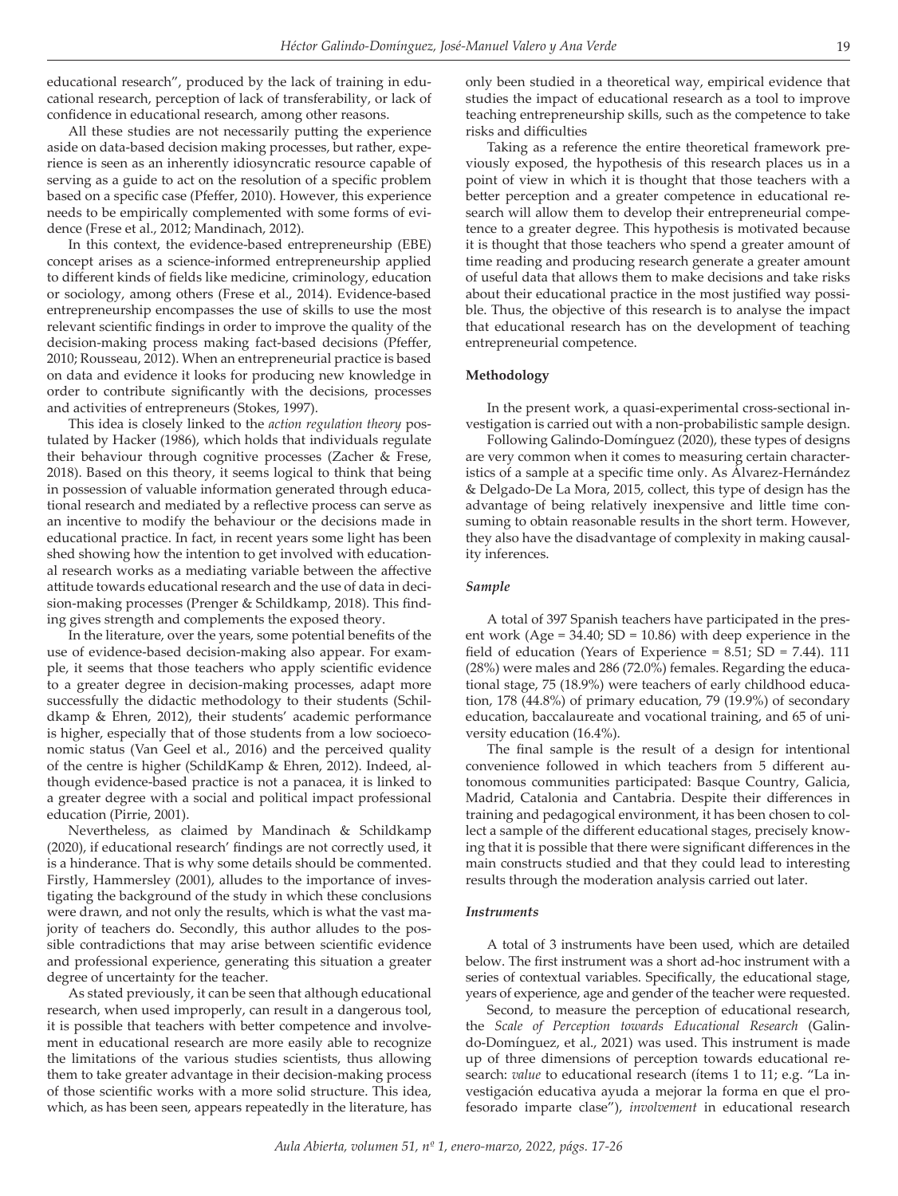educational research", produced by the lack of training in educational research, perception of lack of transferability, or lack of confidence in educational research, among other reasons.

All these studies are not necessarily putting the experience aside on data-based decision making processes, but rather, experience is seen as an inherently idiosyncratic resource capable of serving as a guide to act on the resolution of a specific problem based on a specific case (Pfeffer, 2010). However, this experience needs to be empirically complemented with some forms of evidence (Frese et al., 2012; Mandinach, 2012).

In this context, the evidence-based entrepreneurship (EBE) concept arises as a science-informed entrepreneurship applied to different kinds of fields like medicine, criminology, education or sociology, among others (Frese et al., 2014). Evidence-based entrepreneurship encompasses the use of skills to use the most relevant scientific findings in order to improve the quality of the decision-making process making fact-based decisions (Pfeffer, 2010; Rousseau, 2012). When an entrepreneurial practice is based on data and evidence it looks for producing new knowledge in order to contribute significantly with the decisions, processes and activities of entrepreneurs (Stokes, 1997).

This idea is closely linked to the *action regulation theory* postulated by Hacker (1986), which holds that individuals regulate their behaviour through cognitive processes (Zacher & Frese, 2018). Based on this theory, it seems logical to think that being in possession of valuable information generated through educational research and mediated by a reflective process can serve as an incentive to modify the behaviour or the decisions made in educational practice. In fact, in recent years some light has been shed showing how the intention to get involved with educational research works as a mediating variable between the affective attitude towards educational research and the use of data in decision-making processes (Prenger & Schildkamp, 2018). This finding gives strength and complements the exposed theory.

In the literature, over the years, some potential benefits of the use of evidence-based decision-making also appear. For example, it seems that those teachers who apply scientific evidence to a greater degree in decision-making processes, adapt more successfully the didactic methodology to their students (Schildkamp & Ehren, 2012), their students' academic performance is higher, especially that of those students from a low socioeconomic status (Van Geel et al., 2016) and the perceived quality of the centre is higher (SchildKamp & Ehren, 2012). Indeed, although evidence-based practice is not a panacea, it is linked to a greater degree with a social and political impact professional education (Pirrie, 2001).

Nevertheless, as claimed by Mandinach & Schildkamp (2020), if educational research' findings are not correctly used, it is a hinderance. That is why some details should be commented. Firstly, Hammersley (2001), alludes to the importance of investigating the background of the study in which these conclusions were drawn, and not only the results, which is what the vast majority of teachers do. Secondly, this author alludes to the possible contradictions that may arise between scientific evidence and professional experience, generating this situation a greater degree of uncertainty for the teacher.

As stated previously, it can be seen that although educational research, when used improperly, can result in a dangerous tool, it is possible that teachers with better competence and involvement in educational research are more easily able to recognize the limitations of the various studies scientists, thus allowing them to take greater advantage in their decision-making process of those scientific works with a more solid structure. This idea, which, as has been seen, appears repeatedly in the literature, has only been studied in a theoretical way, empirical evidence that studies the impact of educational research as a tool to improve teaching entrepreneurship skills, such as the competence to take risks and difficulties

Taking as a reference the entire theoretical framework previously exposed, the hypothesis of this research places us in a point of view in which it is thought that those teachers with a better perception and a greater competence in educational research will allow them to develop their entrepreneurial competence to a greater degree. This hypothesis is motivated because it is thought that those teachers who spend a greater amount of time reading and producing research generate a greater amount of useful data that allows them to make decisions and take risks about their educational practice in the most justified way possible. Thus, the objective of this research is to analyse the impact that educational research has on the development of teaching entrepreneurial competence.

## Methodology

In the present work, a quasi-experimental cross-sectional investigation is carried out with a non-probabilistic sample design.

Following Galindo-Domínguez (2020), these types of designs are very common when it comes to measuring certain characteristics of a sample at a specific time only. As Álvarez-Hernández & Delgado-De La Mora, 2015, collect, this type of design has the advantage of being relatively inexpensive and little time consuming to obtain reasonable results in the short term. However, they also have the disadvantage of complexity in making causality inferences.

### *Sample*

A total of 397 Spanish teachers have participated in the present work (Age = 34.40; SD = 10.86) with deep experience in the field of education (Years of Experience = 8.51; SD = 7.44). 111 (28%) were males and 286 (72.0%) females. Regarding the educational stage, 75 (18.9%) were teachers of early childhood education, 178 (44.8%) of primary education, 79 (19.9%) of secondary education, baccalaureate and vocational training, and 65 of university education (16.4%).

The final sample is the result of a design for intentional convenience followed in which teachers from 5 different autonomous communities participated: Basque Country, Galicia, Madrid, Catalonia and Cantabria. Despite their differences in training and pedagogical environment, it has been chosen to collect a sample of the different educational stages, precisely knowing that it is possible that there were significant differences in the main constructs studied and that they could lead to interesting results through the moderation analysis carried out later.

### *Instruments*

A total of 3 instruments have been used, which are detailed below. The first instrument was a short ad-hoc instrument with a series of contextual variables. Specifically, the educational stage, years of experience, age and gender of the teacher were requested.

Second, to measure the perception of educational research, the *Scale of Perception towards Educational Research* (Galindo-Domínguez, et al., 2021) was used. This instrument is made up of three dimensions of perception towards educational research: *value* to educational research (ítems 1 to 11; e.g. "La investigación educativa ayuda a mejorar la forma en que el profesorado imparte clase"), *involvement* in educational research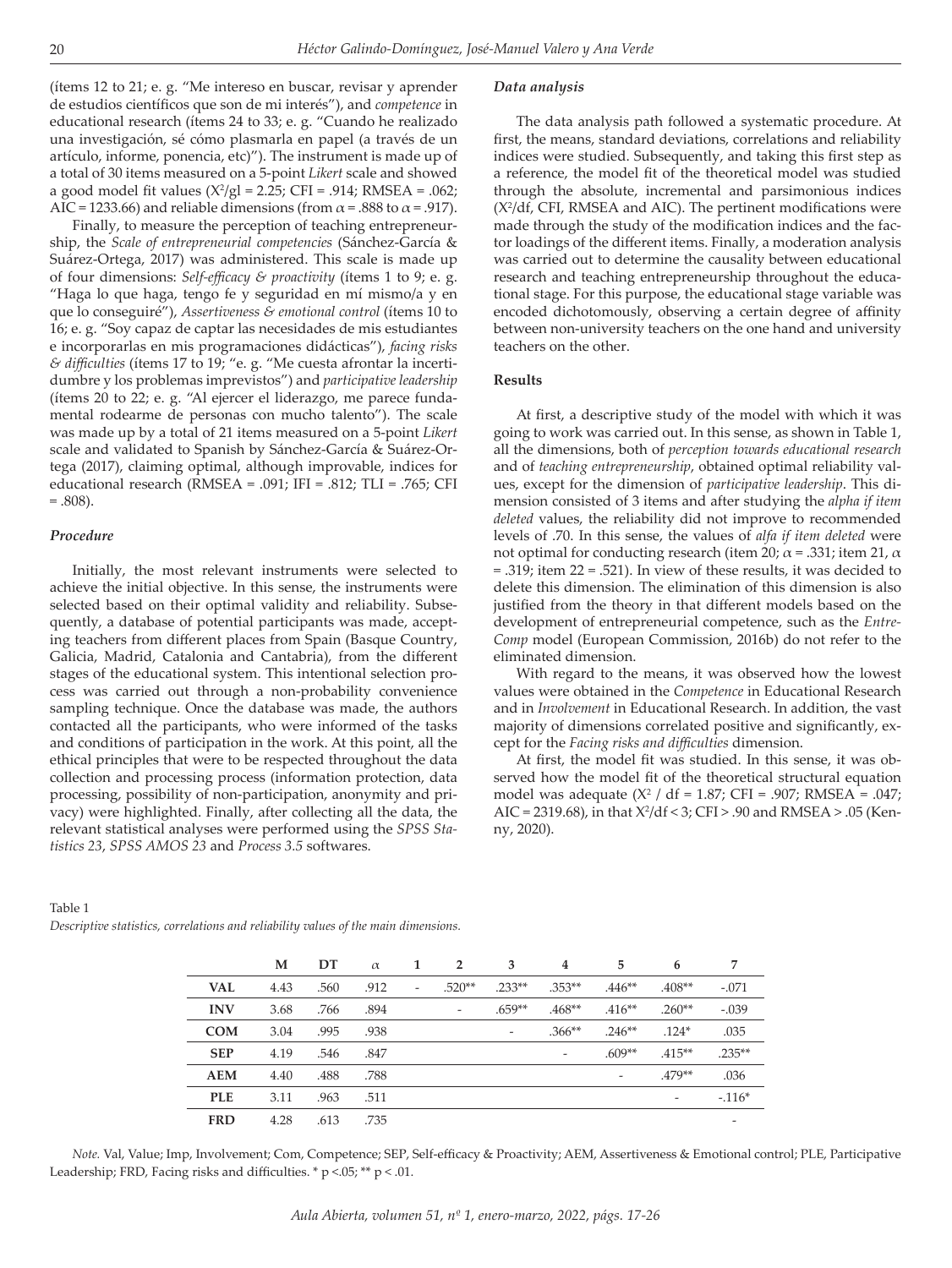(ítems 12 to 21; e. g. "Me intereso en buscar, revisar y aprender de estudios científicos que son de mi interés"), and *competence* in educational research (ítems 24 to 33; e. g. "Cuando he realizado una investigación, sé cómo plasmarla en papel (a través de un artículo, informe, ponencia, etc)"). The instrument is made up of a total of 30 items measured on a 5-point *Likert* scale and showed a good model fit values ($X^2/gl = 2.25$; CFI = .914; RMSEA = .062; AIC = 1233.66) and reliable dimensions (from $\alpha = .888$ to $\alpha = .917$).

Finally, to measure the perception of teaching entrepreneurship, the *Scale of entrepreneurial competencies* (Sánchez-García & Suárez-Ortega, 2017) was administered. This scale is made up of four dimensions: *Self-efficacy & proactivity* (ítems 1 to 9; e. g. "Haga lo que haga, tengo fe y seguridad en mí mismo/a y en que lo conseguiré"), *Assertiveness & emotional control* (ítems 10 to 16; e. g. "Soy capaz de captar las necesidades de mis estudiantes e incorporarlas en mis programaciones didácticas"), *facing risks & difficulties* (ítems 17 to 19; "e. g. "Me cuesta afrontar la incertidumbre y los problemas imprevistos") and *participative leadership* (ítems 20 to 22; e. g. "Al ejercer el liderazgo, me parece fundamental rodearme de personas con mucho talento"). The scale was made up by a total of 21 items measured on a 5-point *Likert* scale and validated to Spanish by Sánchez-García & Suárez-Ortega (2017), claiming optimal, although improvable, indices for educational research (RMSEA = .091; IFI = .812; TLI = .765; CFI = .808).

### *Procedure*

Initially, the most relevant instruments were selected to achieve the initial objective. In this sense, the instruments were selected based on their optimal validity and reliability. Subsequently, a database of potential participants was made, accepting teachers from different places from Spain (Basque Country, Galicia, Madrid, Catalonia and Cantabria), from the different stages of the educational system. This intentional selection process was carried out through a non-probability convenience sampling technique. Once the database was made, the authors contacted all the participants, who were informed of the tasks and conditions of participation in the work. At this point, all the ethical principles that were to be respected throughout the data collection and processing process (information protection, data processing, possibility of non-participation, anonymity and privacy) were highlighted. Finally, after collecting all the data, the relevant statistical analyses were performed using the *SPSS Statistics 23*, *SPSS AMOS 23* and *Process 3.5* softwares.

### *Data analysis*

The data analysis path followed a systematic procedure. At first, the means, standard deviations, correlations and reliability indices were studied. Subsequently, and taking this first step as a reference, the model fit of the theoretical model was studied through the absolute, incremental and parsimonious indices ($X^2$/df, CFI, RMSEA and AIC). The pertinent modifications were made through the study of the modification indices and the factor loadings of the different items. Finally, a moderation analysis was carried out to determine the causality between educational research and teaching entrepreneurship throughout the educational stage. For this purpose, the educational stage variable was encoded dichotomously, observing a certain degree of affinity between non-university teachers on the one hand and university teachers on the other.

## Results

At first, a descriptive study of the model with which it was going to work was carried out. In this sense, as shown in Table 1, all the dimensions, both of *perception towards educational research* and of *teaching entrepreneurship*, obtained optimal reliability values, except for the dimension of *participative leadership*. This dimension consisted of 3 items and after studying the *alpha if item deleted* values, the reliability did not improve to recommended levels of .70. In this sense, the values of *alfa if item deleted* were not optimal for conducting research (item 20; $\alpha = .331$; item 21, $\alpha = .319$; item 22 = .521). In view of these results, it was decided to delete this dimension. The elimination of this dimension is also justified from the theory in that different models based on the development of entrepreneurial competence, such as the *EntreComp* model (European Commission, 2016b) do not refer to the eliminated dimension.

With regard to the means, it was observed how the lowest values were obtained in the *Competence* in Educational Research and in *Involvement* in Educational Research. In addition, the vast majority of dimensions correlated positive and significantly, except for the *Facing risks and difficulties* dimension.

At first, the model fit was studied. In this sense, it was observed how the model fit of the theoretical structural equation model was adequate ($X^2$ / df = 1.87; CFI = .907; RMSEA = .047; AIC = 2319.68), in that $X^2/df < 3$; CFI > .90 and RMSEA > .05 (Kenny, 2020).

Table 1
*Descriptive statistics, correlations and reliability values of the main dimensions.*

| | M | DT | $\alpha$ | 1 | 2 | 3 | 4 | 5 | 6 | 7 |
|---|---|---|---|---|---|---|---|---|---|---|
| **VAL** | 4.43 | .560 | .912 | - | .520** | .233** | .353** | .446** | .408** | -.071 |
| **INV** | 3.68 | .766 | .894 | | - | .659** | .468** | .416** | .260** | -.039 |
| **COM** | 3.04 | .995 | .938 | | | - | .366** | .246** | .124* | .035 |
| **SEP** | 4.19 | .546 | .847 | | | | - | .609** | .415** | .235** |
| **AEM** | 4.40 | .488 | .788 | | | | | - | .479** | .036 |
| **PLE** | 3.11 | .963 | .511 | | | | | | - | -.116* |
| **FRD** | 4.28 | .613 | .735 | | | | | | | - |

*Note.* Val, Value; Imp, Involvement; Com, Competence; SEP, Self-efficacy & Proactivity; AEM, Assertiveness & Emotional control; PLE, Participative Leadership; FRD, Facing risks and difficulties. * p <.05; ** p < .01.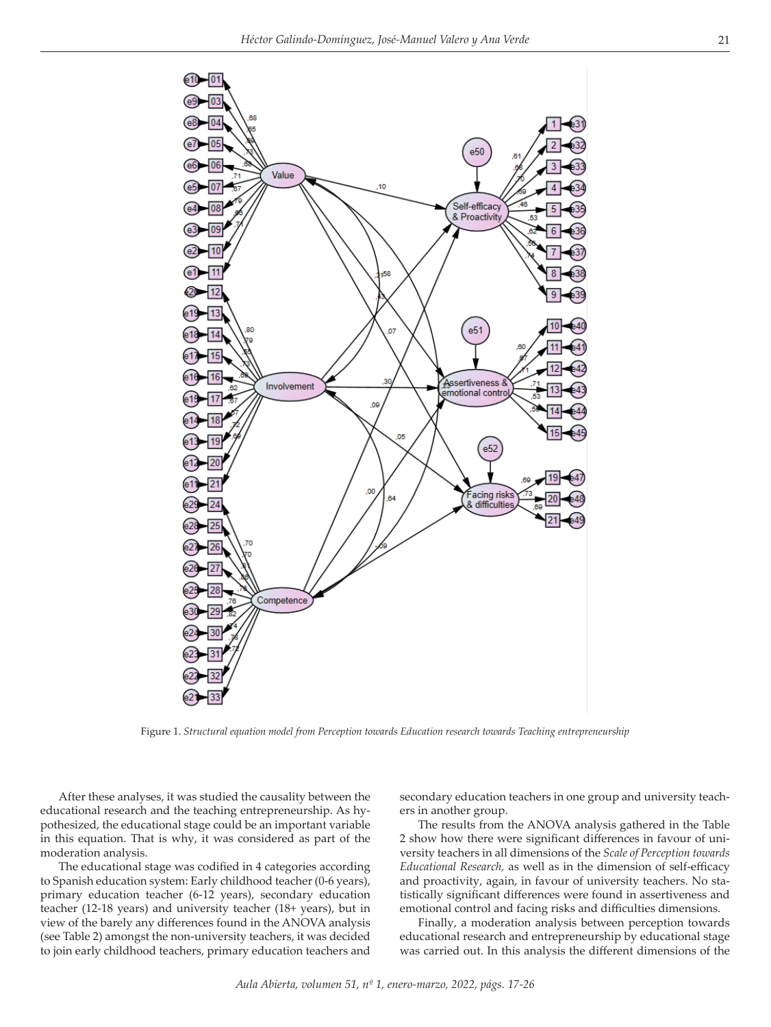Figure 1. *Structural equation model from Perception towards Education research towards Teaching entrepreneurship*

After these analyses, it was studied the causality between the educational research and the teaching entrepreneurship. As hypothesized, the educational stage could be an important variable in this equation. That is why, it was considered as part of the moderation analysis.

The educational stage was codified in 4 categories according to Spanish education system: Early childhood teacher (0-6 years), primary education teacher (6-12 years), secondary education teacher (12-18 years) and university teacher (18+ years), but in view of the barely any differences found in the ANOVA analysis (see Table 2) amongst the non-university teachers, it was decided to join early childhood teachers, primary education teachers and secondary education teachers in one group and university teachers in another group.

The results from the ANOVA analysis gathered in the Table 2 show how there were significant differences in favour of university teachers in all dimensions of the *Scale of Perception towards Educational Research,* as well as in the dimension of self-efficacy and proactivity, again, in favour of university teachers. No statistically significant differences were found in assertiveness and emotional control and facing risks and difficulties dimensions.

Finally, a moderation analysis between perception towards educational research and entrepreneurship by educational stage was carried out. In this analysis the different dimensions of the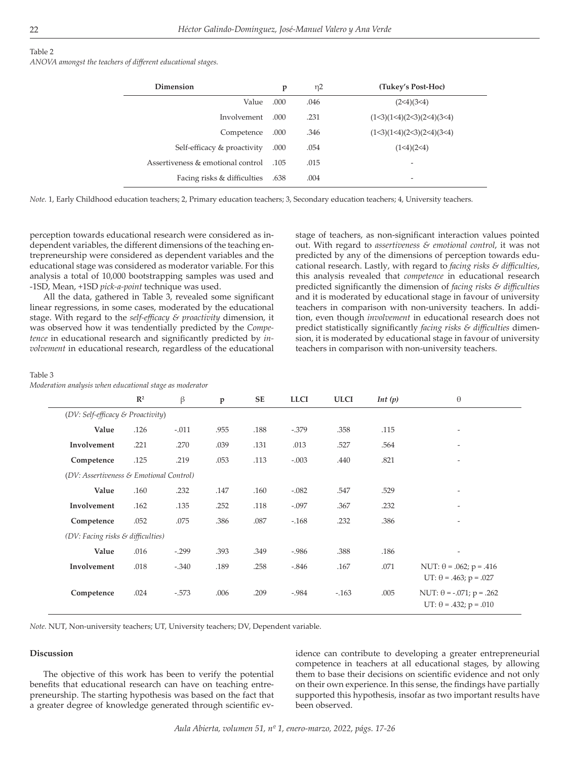Table 2

*ANOVA amongst the teachers of different educational stages.*

| Dimension | p | η2 | (Tukey's Post-Hoc) |
|---|---|---|---|
| Value | .000 | .046 | (2<4)(3<4) |
| Involvement | .000 | .231 | (1<3)(1<4)(2<3)(2<4)(3<4) |
| Competence | .000 | .346 | (1<3)(1<4)(2<3)(2<4)(3<4) |
| Self-efficacy & proactivity | .000 | .054 | (1<4)(2<4) |
| Assertiveness & emotional control | .105 | .015 | - |
| Facing risks & difficulties | .638 | .004 | - |

*Note.* 1, Early Childhood education teachers; 2, Primary education teachers; 3, Secondary education teachers; 4, University teachers.

perception towards educational research were considered as independent variables, the different dimensions of the teaching entrepreneurship were considered as dependent variables and the educational stage was considered as moderator variable. For this analysis a total of 10,000 bootstrapping samples was used and -1SD, Mean, +1SD *pick-a-point* technique was used.

All the data, gathered in Table 3, revealed some significant linear regressions, in some cases, moderated by the educational stage. With regard to the *self-efficacy & proactivity* dimension, it was observed how it was tendentially predicted by the *Competence* in educational research and significantly predicted by *involvement* in educational research, regardless of the educational stage of teachers, as non-significant interaction values pointed out. With regard to *assertiveness & emotional control*, it was not predicted by any of the dimensions of perception towards educational research. Lastly, with regard to *facing risks & difficulties*, this analysis revealed that *competence* in educational research predicted significantly the dimension of *facing risks & difficulties* and it is moderated by educational stage in favour of university teachers in comparison with non-university teachers. In addition, even though *involvement* in educational research does not predict statistically significantly *facing risks & difficulties* dimension, it is moderated by educational stage in favour of university teachers in comparison with non-university teachers.

Table 3

*Moderation analysis when educational stage as moderator*

| | $R^2$ | β | p | SE | LLCI | ULCI | *Int (p)* | θ |
|---|---|---|---|---|---|---|---|---|
| *(DV: Self-efficacy & Proactivity)* | | | | | | | | |
| **Value** | .126 | -.011 | .955 | .188 | -.379 | .358 | .115 | - |
| **Involvement** | .221 | .270 | .039 | .131 | .013 | .527 | .564 | - |
| **Competence** | .125 | .219 | .053 | .113 | -.003 | .440 | .821 | - |
| *(DV: Assertiveness & Emotional Control)* | | | | | | | | |
| **Value** | .160 | .232 | .147 | .160 | -.082 | .547 | .529 | - |
| **Involvement** | .162 | .135 | .252 | .118 | -.097 | .367 | .232 | - |
| **Competence** | .052 | .075 | .386 | .087 | -.168 | .232 | .386 | - |
| *(DV: Facing risks & difficulties)* | | | | | | | | |
| **Value** | .016 | -.299 | .393 | .349 | -.986 | .388 | .186 | - |
| **Involvement** | .018 | -.340 | .189 | .258 | -.846 | .167 | .071 | NUT: θ = .062; p = .416<br>UT: θ = .463; p = .027 |
| **Competence** | .024 | -.573 | .006 | .209 | -.984 | -.163 | .005 | NUT: θ = -.071; p = .262<br>UT: θ = .432; p = .010 |

*Note.* NUT, Non-university teachers; UT, University teachers; DV, Dependent variable.

## Discussion

The objective of this work has been to verify the potential benefits that educational research can have on teaching entrepreneurship. The starting hypothesis was based on the fact that a greater degree of knowledge generated through scientific evidence can contribute to developing a greater entrepreneurial competence in teachers at all educational stages, by allowing them to base their decisions on scientific evidence and not only on their own experience. In this sense, the findings have partially supported this hypothesis, insofar as two important results have been observed.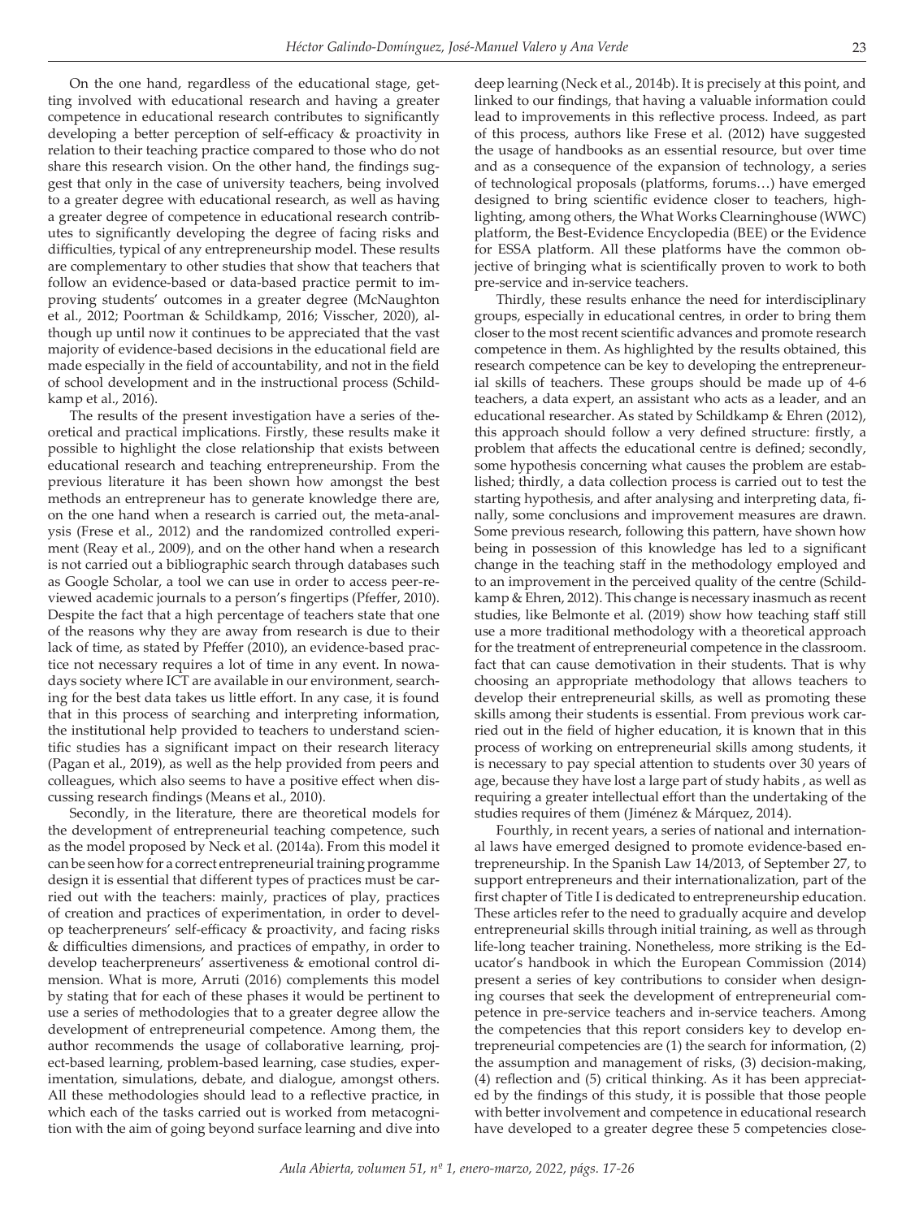On the one hand, regardless of the educational stage, getting involved with educational research and having a greater competence in educational research contributes to significantly developing a better perception of self-efficacy & proactivity in relation to their teaching practice compared to those who do not share this research vision. On the other hand, the findings suggest that only in the case of university teachers, being involved to a greater degree with educational research, as well as having a greater degree of competence in educational research contributes to significantly developing the degree of facing risks and difficulties, typical of any entrepreneurship model. These results are complementary to other studies that show that teachers that follow an evidence-based or data-based practice permit to improving students' outcomes in a greater degree (McNaughton et al., 2012; Poortman & Schildkamp, 2016; Visscher, 2020), although up until now it continues to be appreciated that the vast majority of evidence-based decisions in the educational field are made especially in the field of accountability, and not in the field of school development and in the instructional process (Schildkamp et al., 2016).

The results of the present investigation have a series of theoretical and practical implications. Firstly, these results make it possible to highlight the close relationship that exists between educational research and teaching entrepreneurship. From the previous literature it has been shown how amongst the best methods an entrepreneur has to generate knowledge there are, on the one hand when a research is carried out, the meta-analysis (Frese et al., 2012) and the randomized controlled experiment (Reay et al., 2009), and on the other hand when a research is not carried out a bibliographic search through databases such as Google Scholar, a tool we can use in order to access peer-reviewed academic journals to a person's fingertips (Pfeffer, 2010). Despite the fact that a high percentage of teachers state that one of the reasons why they are away from research is due to their lack of time, as stated by Pfeffer (2010), an evidence-based practice not necessary requires a lot of time in any event. In nowadays society where ICT are available in our environment, searching for the best data takes us little effort. In any case, it is found that in this process of searching and interpreting information, the institutional help provided to teachers to understand scientific studies has a significant impact on their research literacy (Pagan et al., 2019), as well as the help provided from peers and colleagues, which also seems to have a positive effect when discussing research findings (Means et al., 2010).

Secondly, in the literature, there are theoretical models for the development of entrepreneurial teaching competence, such as the model proposed by Neck et al. (2014a). From this model it can be seen how for a correct entrepreneurial training programme design it is essential that different types of practices must be carried out with the teachers: mainly, practices of play, practices of creation and practices of experimentation, in order to develop teacherpreneurs' self-efficacy & proactivity, and facing risks & difficulties dimensions, and practices of empathy, in order to develop teacherpreneurs' assertiveness & emotional control dimension. What is more, Arruti (2016) complements this model by stating that for each of these phases it would be pertinent to use a series of methodologies that to a greater degree allow the development of entrepreneurial competence. Among them, the author recommends the usage of collaborative learning, project-based learning, problem-based learning, case studies, experimentation, simulations, debate, and dialogue, amongst others. All these methodologies should lead to a reflective practice, in which each of the tasks carried out is worked from metacognition with the aim of going beyond surface learning and dive into deep learning (Neck et al., 2014b). It is precisely at this point, and linked to our findings, that having a valuable information could lead to improvements in this reflective process. Indeed, as part of this process, authors like Frese et al. (2012) have suggested the usage of handbooks as an essential resource, but over time and as a consequence of the expansion of technology, a series of technological proposals (platforms, forums…) have emerged designed to bring scientific evidence closer to teachers, highlighting, among others, the What Works Clearninghouse (WWC) platform, the Best-Evidence Encyclopedia (BEE) or the Evidence for ESSA platform. All these platforms have the common objective of bringing what is scientifically proven to work to both pre-service and in-service teachers.

Thirdly, these results enhance the need for interdisciplinary groups, especially in educational centres, in order to bring them closer to the most recent scientific advances and promote research competence in them. As highlighted by the results obtained, this research competence can be key to developing the entrepreneurial skills of teachers. These groups should be made up of 4-6 teachers, a data expert, an assistant who acts as a leader, and an educational researcher. As stated by Schildkamp & Ehren (2012), this approach should follow a very defined structure: firstly, a problem that affects the educational centre is defined; secondly, some hypothesis concerning what causes the problem are established; thirdly, a data collection process is carried out to test the starting hypothesis, and after analysing and interpreting data, finally, some conclusions and improvement measures are drawn. Some previous research, following this pattern, have shown how being in possession of this knowledge has led to a significant change in the teaching staff in the methodology employed and to an improvement in the perceived quality of the centre (Schildkamp & Ehren, 2012). This change is necessary inasmuch as recent studies, like Belmonte et al. (2019) show how teaching staff still use a more traditional methodology with a theoretical approach for the treatment of entrepreneurial competence in the classroom. fact that can cause demotivation in their students. That is why choosing an appropriate methodology that allows teachers to develop their entrepreneurial skills, as well as promoting these skills among their students is essential. From previous work carried out in the field of higher education, it is known that in this process of working on entrepreneurial skills among students, it is necessary to pay special attention to students over 30 years of age, because they have lost a large part of study habits , as well as requiring a greater intellectual effort than the undertaking of the studies requires of them (Jiménez & Márquez, 2014).

Fourthly, in recent years, a series of national and international laws have emerged designed to promote evidence-based entrepreneurship. In the Spanish Law 14/2013, of September 27, to support entrepreneurs and their internationalization, part of the first chapter of Title I is dedicated to entrepreneurship education. These articles refer to the need to gradually acquire and develop entrepreneurial skills through initial training, as well as through life-long teacher training. Nonetheless, more striking is the Educator's handbook in which the European Commission (2014) present a series of key contributions to consider when designing courses that seek the development of entrepreneurial competence in pre-service teachers and in-service teachers. Among the competencies that this report considers key to develop entrepreneurial competencies are (1) the search for information, (2) the assumption and management of risks, (3) decision-making, (4) reflection and (5) critical thinking. As it has been appreciated by the findings of this study, it is possible that those people with better involvement and competence in educational research have developed to a greater degree these 5 competencies close-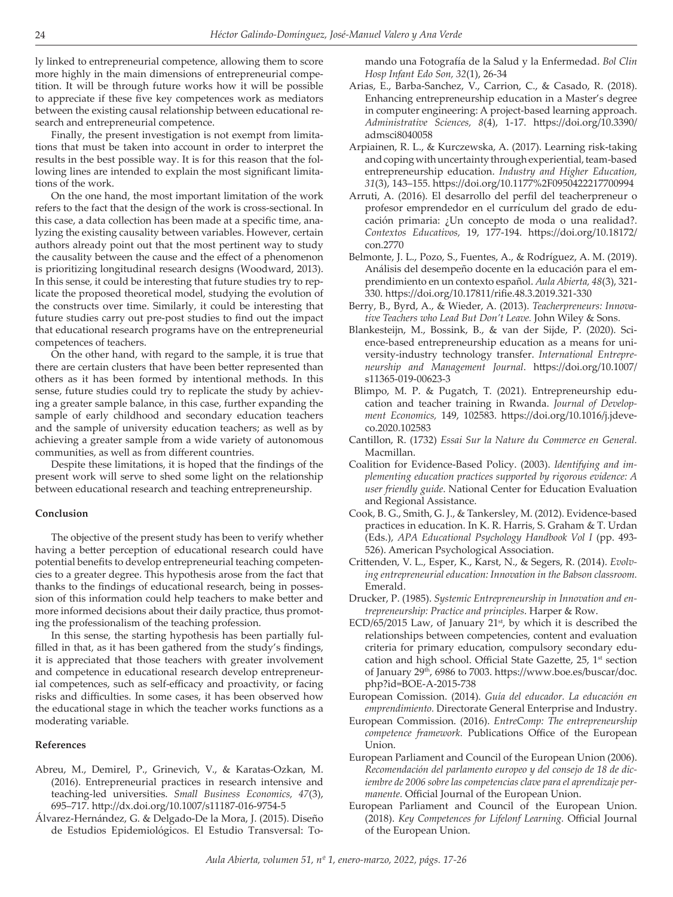ly linked to entrepreneurial competence, allowing them to score more highly in the main dimensions of entrepreneurial competition. It will be through future works how it will be possible to appreciate if these five key competences work as mediators between the existing causal relationship between educational research and entrepreneurial competence.

Finally, the present investigation is not exempt from limitations that must be taken into account in order to interpret the results in the best possible way. It is for this reason that the following lines are intended to explain the most significant limitations of the work.

On the one hand, the most important limitation of the work refers to the fact that the design of the work is cross-sectional. In this case, a data collection has been made at a specific time, analyzing the existing causality between variables. However, certain authors already point out that the most pertinent way to study the causality between the cause and the effect of a phenomenon is prioritizing longitudinal research designs (Woodward, 2013). In this sense, it could be interesting that future studies try to replicate the proposed theoretical model, studying the evolution of the constructs over time. Similarly, it could be interesting that future studies carry out pre-post studies to find out the impact that educational research programs have on the entrepreneurial competences of teachers.

On the other hand, with regard to the sample, it is true that there are certain clusters that have been better represented than others as it has been formed by intentional methods. In this sense, future studies could try to replicate the study by achieving a greater sample balance, in this case, further expanding the sample of early childhood and secondary education teachers and the sample of university education teachers; as well as by achieving a greater sample from a wide variety of autonomous communities, as well as from different countries.

Despite these limitations, it is hoped that the findings of the present work will serve to shed some light on the relationship between educational research and teaching entrepreneurship.

## Conclusion

The objective of the present study has been to verify whether having a better perception of educational research could have potential benefits to develop entrepreneurial teaching competencies to a greater degree. This hypothesis arose from the fact that thanks to the findings of educational research, being in possession of this information could help teachers to make better and more informed decisions about their daily practice, thus promoting the professionalism of the teaching profession.

In this sense, the starting hypothesis has been partially fulfilled in that, as it has been gathered from the study's findings, it is appreciated that those teachers with greater involvement and competence in educational research develop entrepreneurial competences, such as self-efficacy and proactivity, or facing risks and difficulties. In some cases, it has been observed how the educational stage in which the teacher works functions as a moderating variable.

## References

Abreu, M., Demirel, P., Grinevich, V., & Karatas-Ozkan, M. (2016). Entrepreneurial practices in research intensive and teaching-led universities. *Small Business Economics, 47*(3), 695–717. http://dx.doi.org/10.1007/s11187-016-9754-5

Álvarez-Hernández, G. & Delgado-De la Mora, J. (2015). Diseño de Estudios Epidemiológicos. El Estudio Transversal: Tomando una Fotografía de la Salud y la Enfermedad. *Bol Clin Hosp Infant Edo Son, 32*(1), 26-34

Arias, E., Barba-Sanchez, V., Carrion, C., & Casado, R. (2018). Enhancing entrepreneurship education in a Master's degree in computer engineering: A project-based learning approach. *Administrative Sciences, 8*(4), 1-17. https://doi.org/10.3390/admsci8040058

Arpiainen, R. L., & Kurczewska, A. (2017). Learning risk-taking and coping with uncertainty through experiential, team-based entrepreneurship education. *Industry and Higher Education, 31*(3), 143–155. https://doi.org/10.1177%2F0950422217700994

Arruti, A. (2016). El desarrollo del perfil del teacherpreneur o profesor emprendedor en el currículum del grado de educación primaria: ¿Un concepto de moda o una realidad?. *Contextos Educativos,* 19, 177-194. https://doi.org/10.18172/con.2770

Belmonte, J. L., Pozo, S., Fuentes, A., & Rodríguez, A. M. (2019). Análisis del desempeño docente en la educación para el emprendimiento en un contexto español. *Aula Abierta, 48*(3), 321-330. https://doi.org/10.17811/rifie.48.3.2019.321-330

Berry, B., Byrd, A., & Wieder, A. (2013). *Teacherpreneurs: Innovative Teachers who Lead But Don't Leave.* John Wiley & Sons.

Blankesteijn, M., Bossink, B., & van der Sijde, P. (2020). Science-based entrepreneurship education as a means for university-industry technology transfer. *International Entrepreneurship and Management Journal*. https://doi.org/10.1007/s11365-019-00623-3

Blimpo, M. P. & Pugatch, T. (2021). Entrepreneurship education and teacher training in Rwanda. *Journal of Development Economics,* 149, 102583. https://doi.org/10.1016/j.jdeveco.2020.102583

Cantillon, R. (1732) *Essai Sur la Nature du Commerce en General.* Macmillan.

Coalition for Evidence-Based Policy. (2003). *Identifying and implementing education practices supported by rigorous evidence: A user friendly guide*. National Center for Education Evaluation and Regional Assistance.

Cook, B. G., Smith, G. J., & Tankersley, M. (2012). Evidence-based practices in education. In K. R. Harris, S. Graham & T. Urdan (Eds.), *APA Educational Psychology Handbook Vol I* (pp. 493-526). American Psychological Association.

Crittenden, V. L., Esper, K., Karst, N., & Segers, R. (2014). *Evolving entrepreneurial education: Innovation in the Babson classroom.* Emerald.

Drucker, P. (1985). *Systemic Entrepreneurship in Innovation and entrepreneurship: Practice and principles*. Harper & Row.

ECD/65/2015 Law, of January 21st, by which it is described the relationships between competencies, content and evaluation criteria for primary education, compulsory secondary education and high school. Official State Gazette, 25, 1st section of January 29th, 6986 to 7003. https://www.boe.es/buscar/doc.php?id=BOE-A-2015-738

European Comission. (2014). *Guía del educador. La educación en emprendimiento.* Directorate General Enterprise and Industry.

European Commission. (2016). *EntreComp: The entrepreneurship competence framework.* Publications Office of the European Union.

European Parliament and Council of the European Union (2006). *Recomendación del parlamento europeo y del consejo de 18 de diciembre de 2006 sobre las competencias clave para el aprendizaje permanente.* Official Journal of the European Union.

European Parliament and Council of the European Union. (2018). *Key Competences for Lifelonf Learning.* Official Journal of the European Union.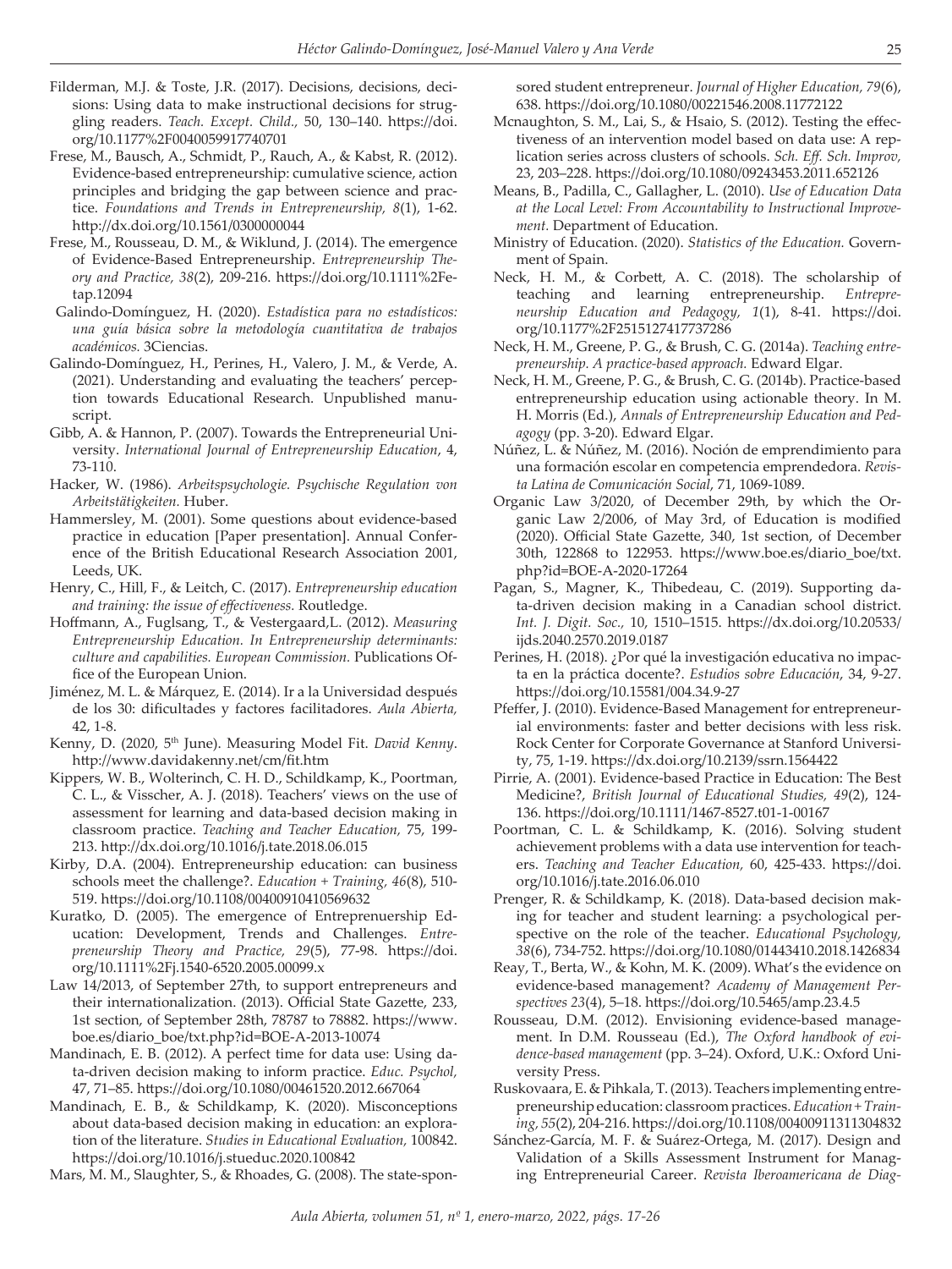Filderman, M.J. & Toste, J.R. (2017). Decisions, decisions, decisions: Using data to make instructional decisions for struggling readers. *Teach. Except. Child.,* 50, 130–140. https://doi.org/10.1177%2F0040059917740701

Frese, M., Bausch, A., Schmidt, P., Rauch, A., & Kabst, R. (2012). Evidence-based entrepreneurship: cumulative science, action principles and bridging the gap between science and practice. *Foundations and Trends in Entrepreneurship, 8*(1), 1-62. http://dx.doi.org/10.1561/0300000044

Frese, M., Rousseau, D. M., & Wiklund, J. (2014). The emergence of Evidence-Based Entrepreneurship. *Entrepreneurship Theory and Practice, 38*(2), 209-216. https://doi.org/10.1111%2Fetap.12094

Galindo-Domínguez, H. (2020). *Estadística para no estadísticos: una guía básica sobre la metodología cuantitativa de trabajos académicos.* 3Ciencias.

Galindo-Domínguez, H., Perines, H., Valero, J. M., & Verde, A. (2021). Understanding and evaluating the teachers' perception towards Educational Research. Unpublished manuscript.

Gibb, A. & Hannon, P. (2007). Towards the Entrepreneurial University. *International Journal of Entrepreneurship Education*, 4, 73-110.

Hacker, W. (1986). *Arbeitspsychologie. Psychische Regulation von Arbeitstätigkeiten.* Huber.

Hammersley, M. (2001). Some questions about evidence-based practice in education [Paper presentation]. Annual Conference of the British Educational Research Association 2001, Leeds, UK.

Henry, C., Hill, F., & Leitch, C. (2017). *Entrepreneurship education and training: the issue of effectiveness.* Routledge.

Hoffmann, A., Fuglsang, T., & Vestergaard,L. (2012). *Measuring Entrepreneurship Education. In Entrepreneurship determinants: culture and capabilities. European Commission.* Publications Office of the European Union.

Jiménez, M. L. & Márquez, E. (2014). Ir a la Universidad después de los 30: dificultades y factores facilitadores. *Aula Abierta,* 42, 1-8.

Kenny, D. (2020, 5th June). Measuring Model Fit. *David Kenny*. http://www.davidakenny.net/cm/fit.htm

Kippers, W. B., Wolterinch, C. H. D., Schildkamp, K., Poortman, C. L., & Visscher, A. J. (2018). Teachers' views on the use of assessment for learning and data-based decision making in classroom practice. *Teaching and Teacher Education,* 75, 199-213. http://dx.doi.org/10.1016/j.tate.2018.06.015

Kirby, D.A. (2004). Entrepreneurship education: can business schools meet the challenge?. *Education + Training, 46*(8), 510-519. https://doi.org/10.1108/00400910410569632

Kuratko, D. (2005). The emergence of Entreprenuership Education: Development, Trends and Challenges. *Entrepreneurship Theory and Practice, 29*(5), 77-98. https://doi.org/10.1111%2Fj.1540-6520.2005.00099.x

Law 14/2013, of September 27th, to support entrepreneurs and their internationalization. (2013). Official State Gazette, 233, 1st section, of September 28th, 78787 to 78882. https://www.boe.es/diario_boe/txt.php?id=BOE-A-2013-10074

Mandinach, E. B. (2012). A perfect time for data use: Using data-driven decision making to inform practice. *Educ. Psychol,* 47, 71–85. https://doi.org/10.1080/00461520.2012.667064

Mandinach, E. B., & Schildkamp, K. (2020). Misconceptions about data-based decision making in education: an exploration of the literature. *Studies in Educational Evaluation*, 100842. https://doi.org/10.1016/j.stueduc.2020.100842

Mars, M. M., Slaughter, S., & Rhoades, G. (2008). The state-sponsored student entrepreneur. *Journal of Higher Education, 79*(6), 638. https://doi.org/10.1080/00221546.2008.11772122

Mcnaughton, S. M., Lai, S., & Hsaio, S. (2012). Testing the effectiveness of an intervention model based on data use: A replication series across clusters of schools. *Sch. Eff. Sch. Improv,* 23, 203–228. https://doi.org/10.1080/09243453.2011.652126

Means, B., Padilla, C., Gallagher, L. (2010). *Use of Education Data at the Local Level: From Accountability to Instructional Improvement*. Department of Education.

Ministry of Education. (2020). *Statistics of the Education.* Government of Spain.

Neck, H. M., & Corbett, A. C. (2018). The scholarship of teaching and learning entrepreneurship. *Entrepreneurship Education and Pedagogy, 1*(1), 8-41. https://doi.org/10.1177%2F2515127417737286

Neck, H. M., Greene, P. G., & Brush, C. G. (2014a). *Teaching entrepreneurship. A practice-based approach.* Edward Elgar.

Neck, H. M., Greene, P. G., & Brush, C. G. (2014b). Practice-based entrepreneurship education using actionable theory. In M. H. Morris (Ed.), *Annals of Entrepreneurship Education and Pedagogy* (pp. 3-20). Edward Elgar.

Núñez, L. & Núñez, M. (2016). Noción de emprendimiento para una formación escolar en competencia emprendedora. *Revista Latina de Comunicación Social*, 71, 1069-1089.

Organic Law 3/2020, of December 29th, by which the Organic Law 2/2006, of May 3rd, of Education is modified (2020). Official State Gazette, 340, 1st section, of December 30th, 122868 to 122953. https://www.boe.es/diario_boe/txt.php?id=BOE-A-2020-17264

Pagan, S., Magner, K., Thibedeau, C. (2019). Supporting data-driven decision making in a Canadian school district. *Int. J. Digit. Soc.,* 10, 1510–1515. https://dx.doi.org/10.20533/ijds.2040.2570.2019.0187

Perines, H. (2018). ¿Por qué la investigación educativa no impacta en la práctica docente?. *Estudios sobre Educación*, 34, 9-27. https://doi.org/10.15581/004.34.9-27

Pfeffer, J. (2010). Evidence-Based Management for entrepreneurial environments: faster and better decisions with less risk. Rock Center for Corporate Governance at Stanford University, 75, 1-19. https://dx.doi.org/10.2139/ssrn.1564422

Pirrie, A. (2001). Evidence-based Practice in Education: The Best Medicine?, *British Journal of Educational Studies, 49*(2), 124-136. https://doi.org/10.1111/1467-8527.t01-1-00167

Poortman, C. L. & Schildkamp, K. (2016). Solving student achievement problems with a data use intervention for teachers. *Teaching and Teacher Education,* 60, 425-433. https://doi.org/10.1016/j.tate.2016.06.010

Prenger, R. & Schildkamp, K. (2018). Data-based decision making for teacher and student learning: a psychological perspective on the role of the teacher. *Educational Psychology, 38*(6), 734-752. https://doi.org/10.1080/01443410.2018.1426834

Reay, T., Berta, W., & Kohn, M. K. (2009). What's the evidence on evidence-based management? *Academy of Management Perspectives 23*(4), 5–18. https://doi.org/10.5465/amp.23.4.5

Rousseau, D.M. (2012). Envisioning evidence-based management. In D.M. Rousseau (Ed.), *The Oxford handbook of evidence-based management* (pp. 3–24). Oxford, U.K.: Oxford University Press.

Ruskovaara, E. & Pihkala, T. (2013). Teachers implementing entrepreneurship education: classroom practices. *Education + Training, 55*(2), 204-216. https://doi.org/10.1108/00400911311304832

Sánchez-García, M. F. & Suárez-Ortega, M. (2017). Design and Validation of a Skills Assessment Instrument for Managing Entrepreneurial Career. *Revista Iberoamericana de Diag-*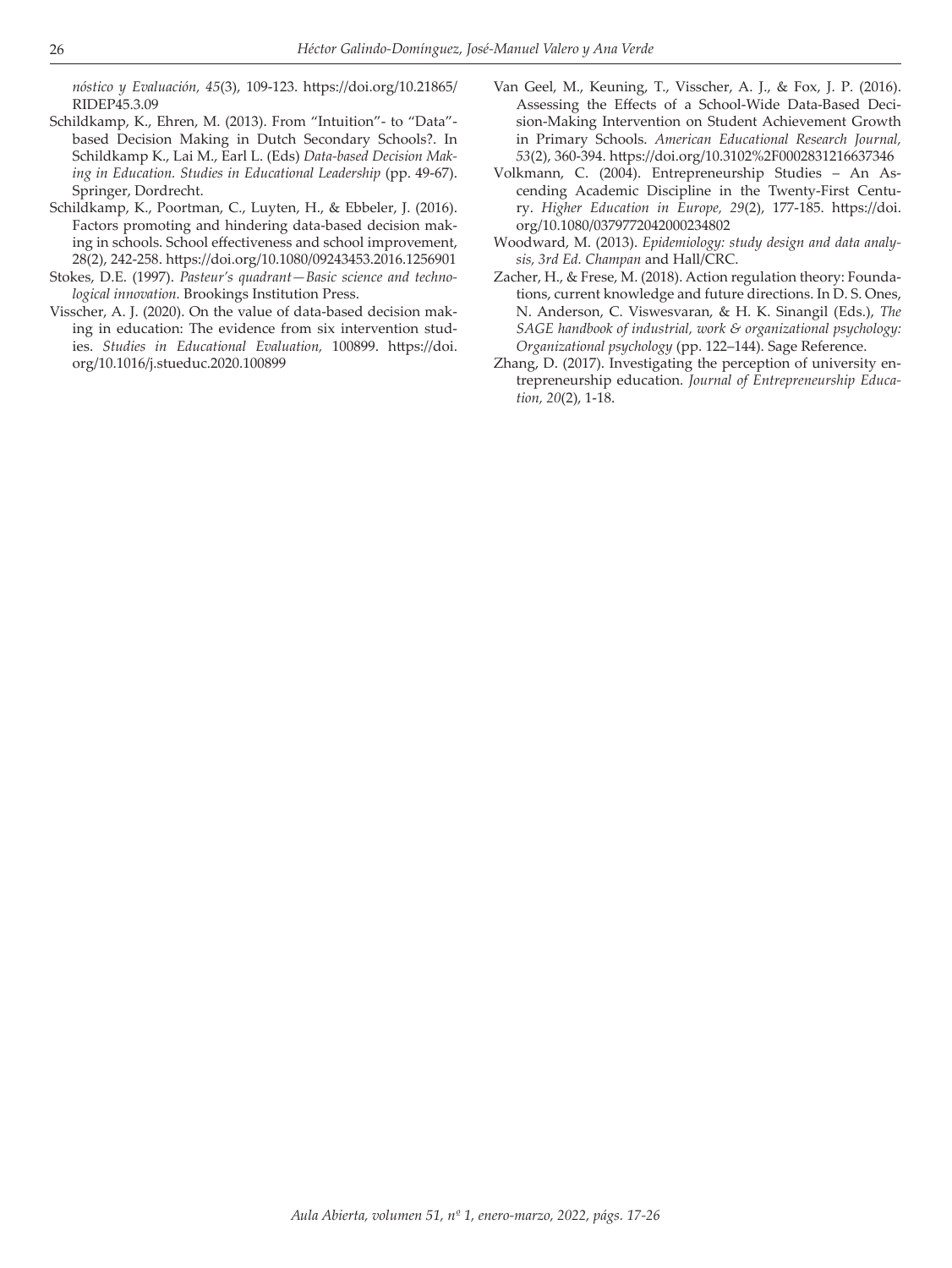*nóstico y Evaluación, 45*(3), 109-123. https://doi.org/10.21865/RIDEP45.3.09

Schildkamp, K., Ehren, M. (2013). From "Intuition"- to "Data"-based Decision Making in Dutch Secondary Schools?. In Schildkamp K., Lai M., Earl L. (Eds) *Data-based Decision Making in Education. Studies in Educational Leadership* (pp. 49-67). Springer, Dordrecht.

Schildkamp, K., Poortman, C., Luyten, H., & Ebbeler, J. (2016). Factors promoting and hindering data-based decision making in schools. School effectiveness and school improvement, 28(2), 242-258. https://doi.org/10.1080/09243453.2016.1256901

Stokes, D.E. (1997). *Pasteur's quadrant—Basic science and technological innovation.* Brookings Institution Press.

Visscher, A. J. (2020). On the value of data-based decision making in education: The evidence from six intervention studies. *Studies in Educational Evaluation,* 100899. https://doi.org/10.1016/j.stueduc.2020.100899

Van Geel, M., Keuning, T., Visscher, A. J., & Fox, J. P. (2016). Assessing the Effects of a School-Wide Data-Based Decision-Making Intervention on Student Achievement Growth in Primary Schools. *American Educational Research Journal, 53*(2), 360-394. https://doi.org/10.3102%2F0002831216637346

Volkmann, C. (2004). Entrepreneurship Studies – An Ascending Academic Discipline in the Twenty-First Century. *Higher Education in Europe, 29*(2), 177-185. https://doi.org/10.1080/0379772042000234802

Woodward, M. (2013). *Epidemiology: study design and data analysis, 3rd Ed. Champan* and Hall/CRC.

Zacher, H., & Frese, M. (2018). Action regulation theory: Foundations, current knowledge and future directions. In D. S. Ones, N. Anderson, C. Viswesvaran, & H. K. Sinangil (Eds.), *The SAGE handbook of industrial, work & organizational psychology: Organizational psychology* (pp. 122–144). Sage Reference.

Zhang, D. (2017). Investigating the perception of university entrepreneurship education. *Journal of Entrepreneurship Education, 20*(2), 1-18.